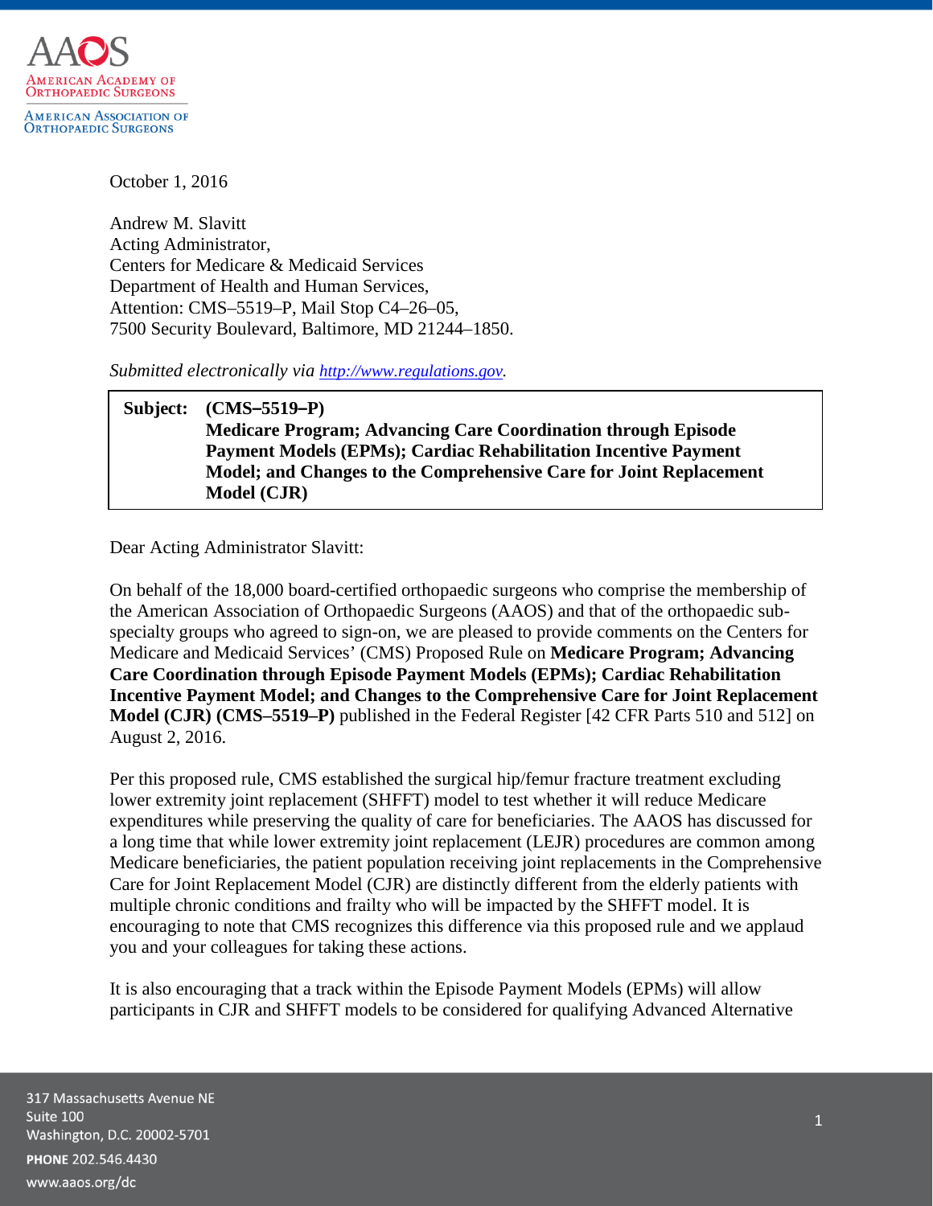AAOS
American Academy of Orthopaedic Surgeons

American Association of Orthopaedic Surgeons

October 1, 2016

Andrew M. Slavitt
Acting Administrator,
Centers for Medicare & Medicaid Services
Department of Health and Human Services,
Attention: CMS–5519–P, Mail Stop C4–26–05,
7500 Security Boulevard, Baltimore, MD 21244–1850.

*Submitted electronically via [http://www.regulations.gov](http://www.regulations.gov).*

| **Subject:** | **(CMS–5519–P)** **Medicare Program; Advancing Care Coordination through Episode Payment Models (EPMs); Cardiac Rehabilitation Incentive Payment Model; and Changes to the Comprehensive Care for Joint Replacement Model (CJR)** |
|---|---|

Dear Acting Administrator Slavitt:

On behalf of the 18,000 board-certified orthopaedic surgeons who comprise the membership of the American Association of Orthopaedic Surgeons (AAOS) and that of the orthopaedic sub-specialty groups who agreed to sign-on, we are pleased to provide comments on the Centers for Medicare and Medicaid Services' (CMS) Proposed Rule on **Medicare Program; Advancing Care Coordination through Episode Payment Models (EPMs); Cardiac Rehabilitation Incentive Payment Model; and Changes to the Comprehensive Care for Joint Replacement Model (CJR) (CMS–5519–P)** published in the Federal Register [42 CFR Parts 510 and 512] on August 2, 2016.

Per this proposed rule, CMS established the surgical hip/femur fracture treatment excluding lower extremity joint replacement (SHFFT) model to test whether it will reduce Medicare expenditures while preserving the quality of care for beneficiaries. The AAOS has discussed for a long time that while lower extremity joint replacement (LEJR) procedures are common among Medicare beneficiaries, the patient population receiving joint replacements in the Comprehensive Care for Joint Replacement Model (CJR) are distinctly different from the elderly patients with multiple chronic conditions and frailty who will be impacted by the SHFFT model. It is encouraging to note that CMS recognizes this difference via this proposed rule and we applaud you and your colleagues for taking these actions.

It is also encouraging that a track within the Episode Payment Models (EPMs) will allow participants in CJR and SHFFT models to be considered for qualifying Advanced Alternative

317 Massachusetts Avenue NE
Suite 100
Washington, D.C. 20002-5701
**PHONE** 202.546.4430
www.aaos.org/dc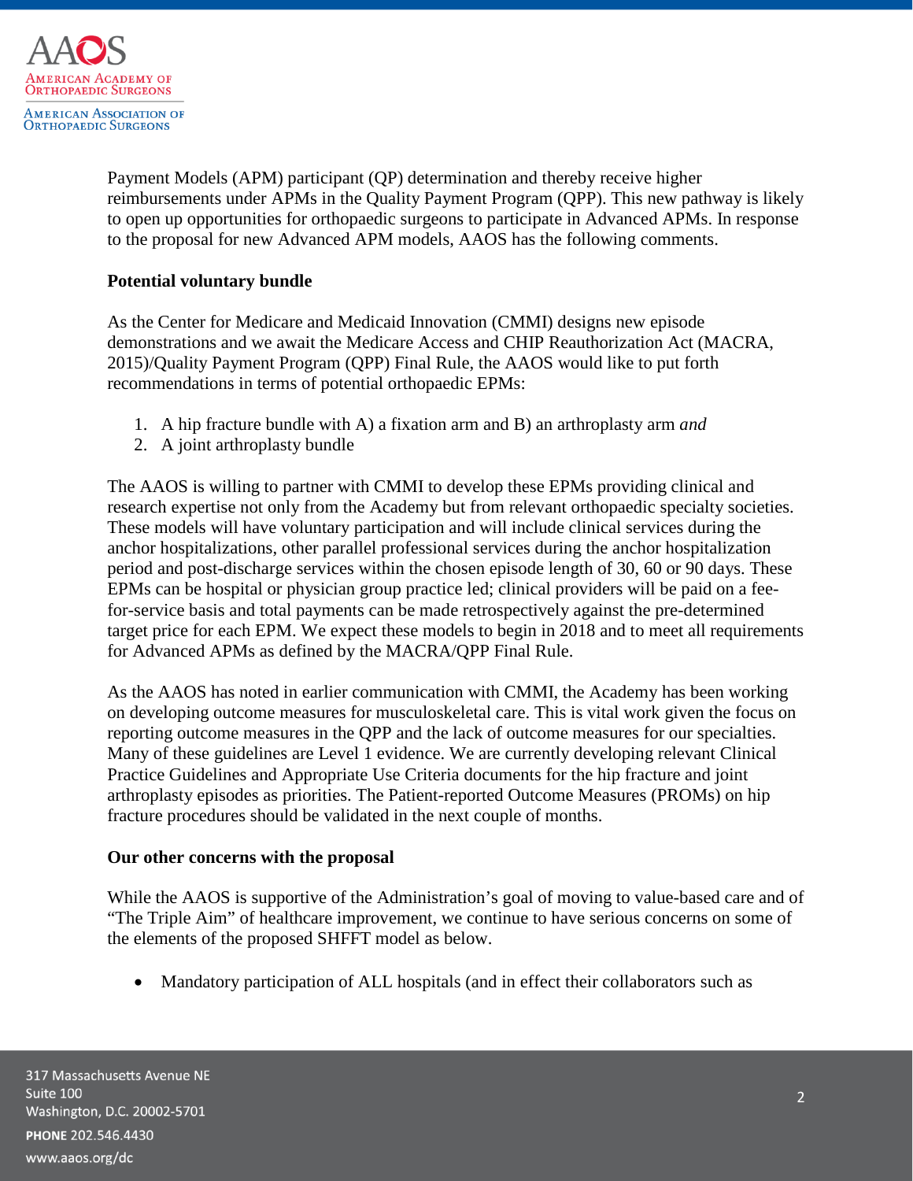Payment Models (APM) participant (QP) determination and thereby receive higher reimbursements under APMs in the Quality Payment Program (QPP). This new pathway is likely to open up opportunities for orthopaedic surgeons to participate in Advanced APMs. In response to the proposal for new Advanced APM models, AAOS has the following comments.

**Potential voluntary bundle**

As the Center for Medicare and Medicaid Innovation (CMMI) designs new episode demonstrations and we await the Medicare Access and CHIP Reauthorization Act (MACRA, 2015)/Quality Payment Program (QPP) Final Rule, the AAOS would like to put forth recommendations in terms of potential orthopaedic EPMs:

1. A hip fracture bundle with A) a fixation arm and B) an arthroplasty arm *and*
2. A joint arthroplasty bundle

The AAOS is willing to partner with CMMI to develop these EPMs providing clinical and research expertise not only from the Academy but from relevant orthopaedic specialty societies. These models will have voluntary participation and will include clinical services during the anchor hospitalizations, other parallel professional services during the anchor hospitalization period and post-discharge services within the chosen episode length of 30, 60 or 90 days. These EPMs can be hospital or physician group practice led; clinical providers will be paid on a fee-for-service basis and total payments can be made retrospectively against the pre-determined target price for each EPM. We expect these models to begin in 2018 and to meet all requirements for Advanced APMs as defined by the MACRA/QPP Final Rule.

As the AAOS has noted in earlier communication with CMMI, the Academy has been working on developing outcome measures for musculoskeletal care. This is vital work given the focus on reporting outcome measures in the QPP and the lack of outcome measures for our specialties. Many of these guidelines are Level 1 evidence. We are currently developing relevant Clinical Practice Guidelines and Appropriate Use Criteria documents for the hip fracture and joint arthroplasty episodes as priorities. The Patient-reported Outcome Measures (PROMs) on hip fracture procedures should be validated in the next couple of months.

**Our other concerns with the proposal**

While the AAOS is supportive of the Administration's goal of moving to value-based care and of "The Triple Aim" of healthcare improvement, we continue to have serious concerns on some of the elements of the proposed SHFFT model as below.

- Mandatory participation of ALL hospitals (and in effect their collaborators such as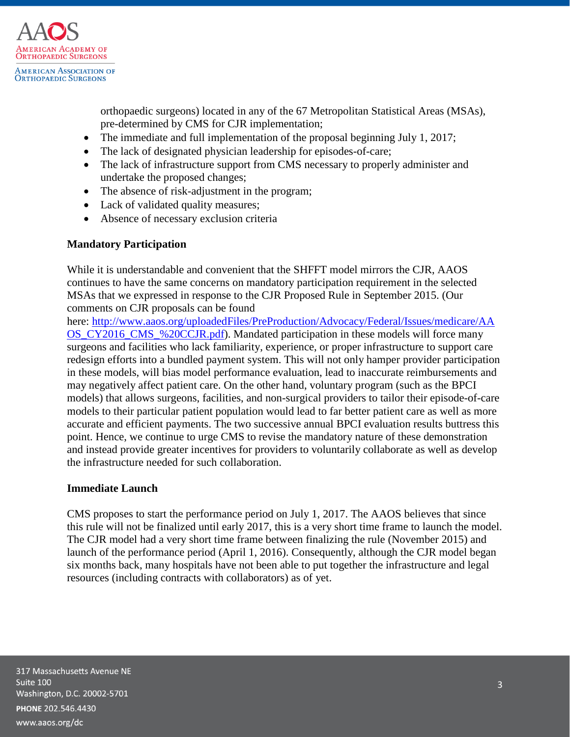orthopaedic surgeons) located in any of the 67 Metropolitan Statistical Areas (MSAs), pre-determined by CMS for CJR implementation;

- The immediate and full implementation of the proposal beginning July 1, 2017;
- The lack of designated physician leadership for episodes-of-care;
- The lack of infrastructure support from CMS necessary to properly administer and undertake the proposed changes;
- The absence of risk-adjustment in the program;
- Lack of validated quality measures;
- Absence of necessary exclusion criteria

**Mandatory Participation**

While it is understandable and convenient that the SHFFT model mirrors the CJR, AAOS continues to have the same concerns on mandatory participation requirement in the selected MSAs that we expressed in response to the CJR Proposed Rule in September 2015. (Our comments on CJR proposals can be found here: [http://www.aaos.org/uploadedFiles/PreProduction/Advocacy/Federal/Issues/medicare/AAOS_CY2016_CMS_%20CCJR.pdf](http://www.aaos.org/uploadedFiles/PreProduction/Advocacy/Federal/Issues/medicare/AAOS_CY2016_CMS_%20CCJR.pdf)). Mandated participation in these models will force many surgeons and facilities who lack familiarity, experience, or proper infrastructure to support care redesign efforts into a bundled payment system. This will not only hamper provider participation in these models, will bias model performance evaluation, lead to inaccurate reimbursements and may negatively affect patient care. On the other hand, voluntary program (such as the BPCI models) that allows surgeons, facilities, and non-surgical providers to tailor their episode-of-care models to their particular patient population would lead to far better patient care as well as more accurate and efficient payments. The two successive annual BPCI evaluation results buttress this point. Hence, we continue to urge CMS to revise the mandatory nature of these demonstration and instead provide greater incentives for providers to voluntarily collaborate as well as develop the infrastructure needed for such collaboration.

**Immediate Launch**

CMS proposes to start the performance period on July 1, 2017. The AAOS believes that since this rule will not be finalized until early 2017, this is a very short time frame to launch the model. The CJR model had a very short time frame between finalizing the rule (November 2015) and launch of the performance period (April 1, 2016). Consequently, although the CJR model began six months back, many hospitals have not been able to put together the infrastructure and legal resources (including contracts with collaborators) as of yet.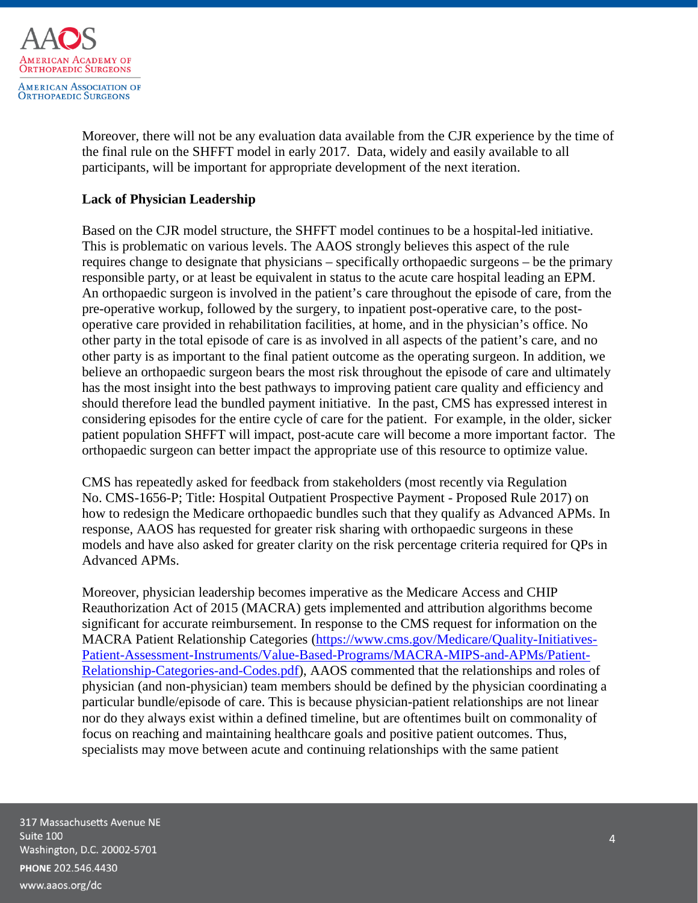Moreover, there will not be any evaluation data available from the CJR experience by the time of the final rule on the SHFFT model in early 2017. Data, widely and easily available to all participants, will be important for appropriate development of the next iteration.

**Lack of Physician Leadership**

Based on the CJR model structure, the SHFFT model continues to be a hospital-led initiative. This is problematic on various levels. The AAOS strongly believes this aspect of the rule requires change to designate that physicians – specifically orthopaedic surgeons – be the primary responsible party, or at least be equivalent in status to the acute care hospital leading an EPM. An orthopaedic surgeon is involved in the patient's care throughout the episode of care, from the pre-operative workup, followed by the surgery, to inpatient post-operative care, to the post-operative care provided in rehabilitation facilities, at home, and in the physician's office. No other party in the total episode of care is as involved in all aspects of the patient's care, and no other party is as important to the final patient outcome as the operating surgeon. In addition, we believe an orthopaedic surgeon bears the most risk throughout the episode of care and ultimately has the most insight into the best pathways to improving patient care quality and efficiency and should therefore lead the bundled payment initiative. In the past, CMS has expressed interest in considering episodes for the entire cycle of care for the patient. For example, in the older, sicker patient population SHFFT will impact, post-acute care will become a more important factor. The orthopaedic surgeon can better impact the appropriate use of this resource to optimize value.

CMS has repeatedly asked for feedback from stakeholders (most recently via Regulation No. CMS-1656-P; Title: Hospital Outpatient Prospective Payment - Proposed Rule 2017) on how to redesign the Medicare orthopaedic bundles such that they qualify as Advanced APMs. In response, AAOS has requested for greater risk sharing with orthopaedic surgeons in these models and have also asked for greater clarity on the risk percentage criteria required for QPs in Advanced APMs.

Moreover, physician leadership becomes imperative as the Medicare Access and CHIP Reauthorization Act of 2015 (MACRA) gets implemented and attribution algorithms become significant for accurate reimbursement. In response to the CMS request for information on the MACRA Patient Relationship Categories (https://www.cms.gov/Medicare/Quality-Initiatives-Patient-Assessment-Instruments/Value-Based-Programs/MACRA-MIPS-and-APMs/Patient-Relationship-Categories-and-Codes.pdf), AAOS commented that the relationships and roles of physician (and non-physician) team members should be defined by the physician coordinating a particular bundle/episode of care. This is because physician-patient relationships are not linear nor do they always exist within a defined timeline, but are oftentimes built on commonality of focus on reaching and maintaining healthcare goals and positive patient outcomes. Thus, specialists may move between acute and continuing relationships with the same patient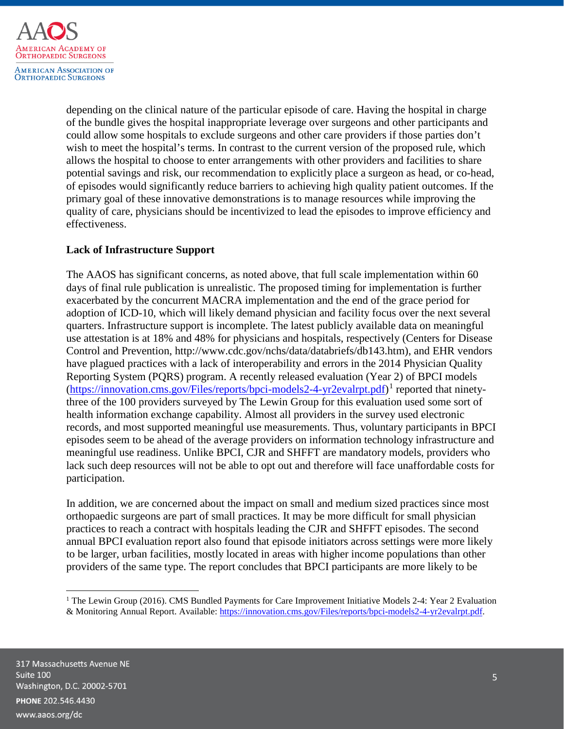depending on the clinical nature of the particular episode of care. Having the hospital in charge of the bundle gives the hospital inappropriate leverage over surgeons and other participants and could allow some hospitals to exclude surgeons and other care providers if those parties don't wish to meet the hospital's terms. In contrast to the current version of the proposed rule, which allows the hospital to choose to enter arrangements with other providers and facilities to share potential savings and risk, our recommendation to explicitly place a surgeon as head, or co-head, of episodes would significantly reduce barriers to achieving high quality patient outcomes. If the primary goal of these innovative demonstrations is to manage resources while improving the quality of care, physicians should be incentivized to lead the episodes to improve efficiency and effectiveness.

**Lack of Infrastructure Support**

The AAOS has significant concerns, as noted above, that full scale implementation within 60 days of final rule publication is unrealistic. The proposed timing for implementation is further exacerbated by the concurrent MACRA implementation and the end of the grace period for adoption of ICD-10, which will likely demand physician and facility focus over the next several quarters. Infrastructure support is incomplete. The latest publicly available data on meaningful use attestation is at 18% and 48% for physicians and hospitals, respectively (Centers for Disease Control and Prevention, http://www.cdc.gov/nchs/data/databriefs/db143.htm), and EHR vendors have plagued practices with a lack of interoperability and errors in the 2014 Physician Quality Reporting System (PQRS) program. A recently released evaluation (Year 2) of BPCI models (https://innovation.cms.gov/Files/reports/bpci-models2-4-yr2evalrpt.pdf)[1] reported that ninety-three of the 100 providers surveyed by The Lewin Group for this evaluation used some sort of health information exchange capability. Almost all providers in the survey used electronic records, and most supported meaningful use measurements. Thus, voluntary participants in BPCI episodes seem to be ahead of the average providers on information technology infrastructure and meaningful use readiness. Unlike BPCI, CJR and SHFFT are mandatory models, providers who lack such deep resources will not be able to opt out and therefore will face unaffordable costs for participation.

In addition, we are concerned about the impact on small and medium sized practices since most orthopaedic surgeons are part of small practices. It may be more difficult for small physician practices to reach a contract with hospitals leading the CJR and SHFFT episodes. The second annual BPCI evaluation report also found that episode initiators across settings were more likely to be larger, urban facilities, mostly located in areas with higher income populations than other providers of the same type. The report concludes that BPCI participants are more likely to be

[1] The Lewin Group (2016). CMS Bundled Payments for Care Improvement Initiative Models 2-4: Year 2 Evaluation & Monitoring Annual Report. Available: https://innovation.cms.gov/Files/reports/bpci-models2-4-yr2evalrpt.pdf.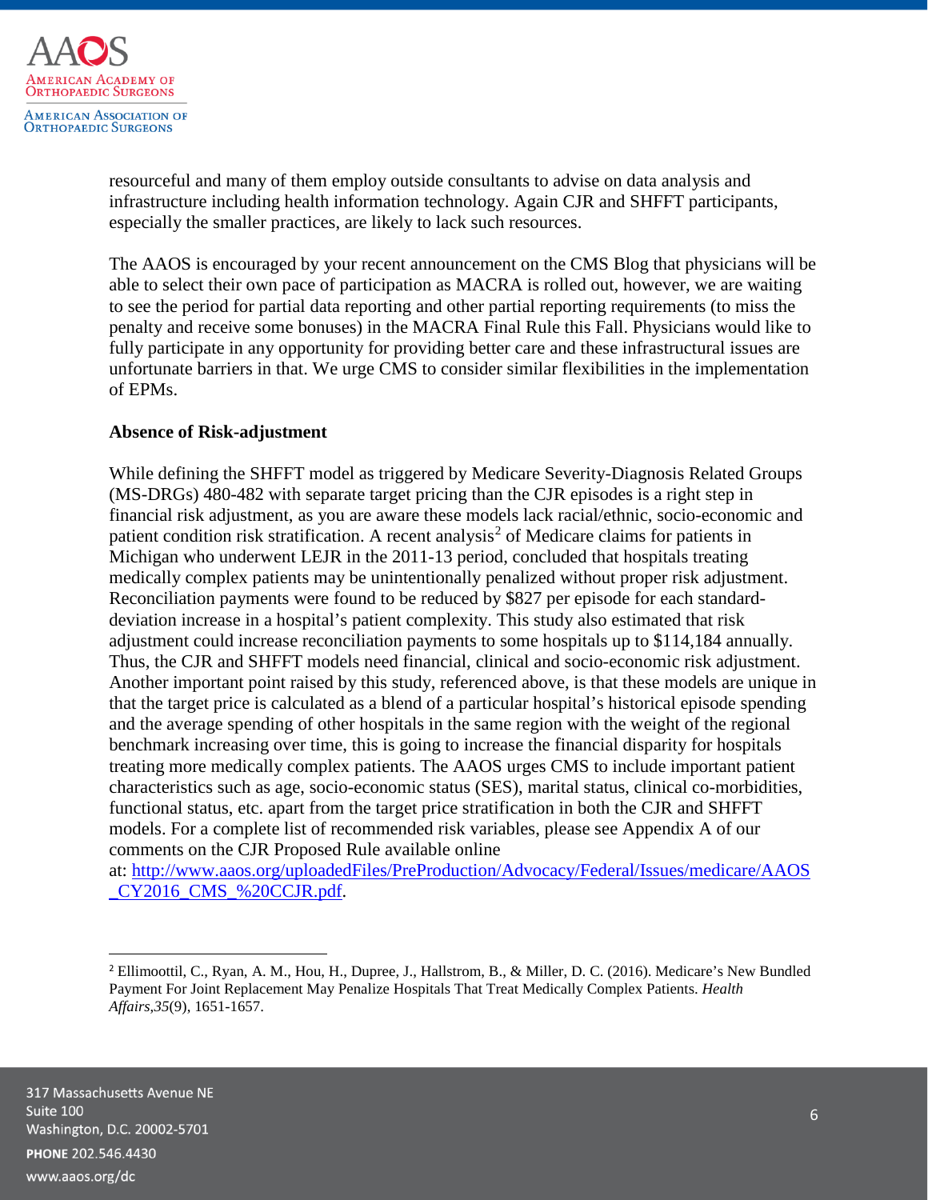resourceful and many of them employ outside consultants to advise on data analysis and infrastructure including health information technology. Again CJR and SHFFT participants, especially the smaller practices, are likely to lack such resources.

The AAOS is encouraged by your recent announcement on the CMS Blog that physicians will be able to select their own pace of participation as MACRA is rolled out, however, we are waiting to see the period for partial data reporting and other partial reporting requirements (to miss the penalty and receive some bonuses) in the MACRA Final Rule this Fall. Physicians would like to fully participate in any opportunity for providing better care and these infrastructural issues are unfortunate barriers in that. We urge CMS to consider similar flexibilities in the implementation of EPMs.

**Absence of Risk-adjustment**

While defining the SHFFT model as triggered by Medicare Severity-Diagnosis Related Groups (MS-DRGs) 480-482 with separate target pricing than the CJR episodes is a right step in financial risk adjustment, as you are aware these models lack racial/ethnic, socio-economic and patient condition risk stratification. A recent analysis[2] of Medicare claims for patients in Michigan who underwent LEJR in the 2011-13 period, concluded that hospitals treating medically complex patients may be unintentionally penalized without proper risk adjustment. Reconciliation payments were found to be reduced by $827 per episode for each standard-deviation increase in a hospital's patient complexity. This study also estimated that risk adjustment could increase reconciliation payments to some hospitals up to $114,184 annually. Thus, the CJR and SHFFT models need financial, clinical and socio-economic risk adjustment. Another important point raised by this study, referenced above, is that these models are unique in that the target price is calculated as a blend of a particular hospital's historical episode spending and the average spending of other hospitals in the same region with the weight of the regional benchmark increasing over time, this is going to increase the financial disparity for hospitals treating more medically complex patients. The AAOS urges CMS to include important patient characteristics such as age, socio-economic status (SES), marital status, clinical co-morbidities, functional status, etc. apart from the target price stratification in both the CJR and SHFFT models. For a complete list of recommended risk variables, please see Appendix A of our comments on the CJR Proposed Rule available online at: [http://www.aaos.org/uploadedFiles/PreProduction/Advocacy/Federal/Issues/medicare/AAOS_CY2016_CMS_%20CCJR.pdf](http://www.aaos.org/uploadedFiles/PreProduction/Advocacy/Federal/Issues/medicare/AAOS_CY2016_CMS_%20CCJR.pdf).

---

[2] Ellimoottil, C., Ryan, A. M., Hou, H., Dupree, J., Hallstrom, B., & Miller, D. C. (2016). Medicare's New Bundled Payment For Joint Replacement May Penalize Hospitals That Treat Medically Complex Patients. *Health Affairs*, *35*(9), 1651-1657.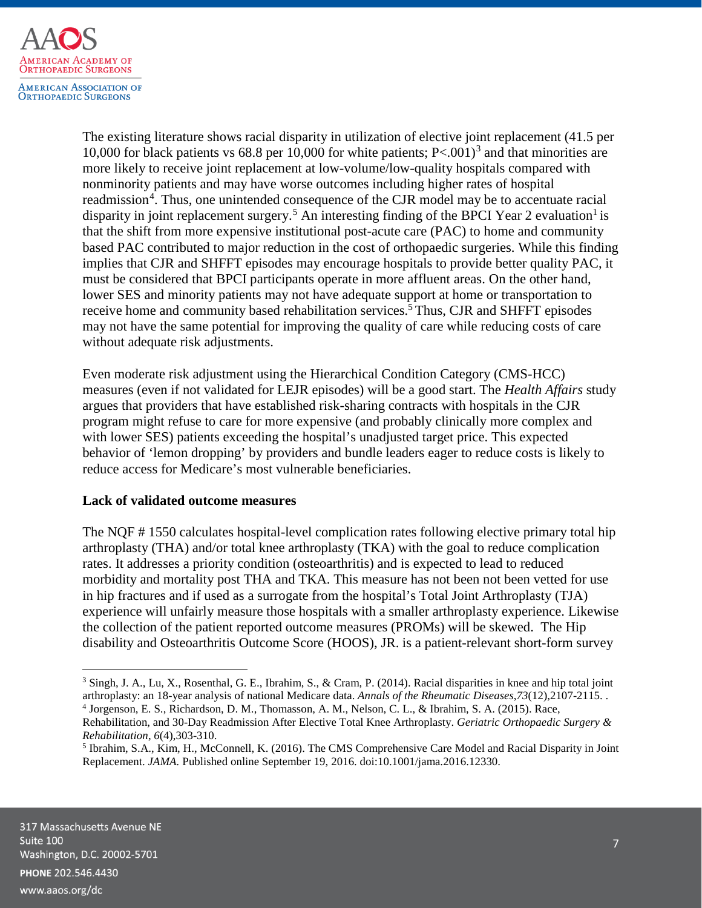The existing literature shows racial disparity in utilization of elective joint replacement (41.5 per 10,000 for black patients vs 68.8 per 10,000 for white patients; P<.001)[3] and that minorities are more likely to receive joint replacement at low-volume/low-quality hospitals compared with nonminority patients and may have worse outcomes including higher rates of hospital readmission[4]. Thus, one unintended consequence of the CJR model may be to accentuate racial disparity in joint replacement surgery.[5] An interesting finding of the BPCI Year 2 evaluation[1] is that the shift from more expensive institutional post-acute care (PAC) to home and community based PAC contributed to major reduction in the cost of orthopaedic surgeries. While this finding implies that CJR and SHFFT episodes may encourage hospitals to provide better quality PAC, it must be considered that BPCI participants operate in more affluent areas. On the other hand, lower SES and minority patients may not have adequate support at home or transportation to receive home and community based rehabilitation services.[5] Thus, CJR and SHFFT episodes may not have the same potential for improving the quality of care while reducing costs of care without adequate risk adjustments.

Even moderate risk adjustment using the Hierarchical Condition Category (CMS-HCC) measures (even if not validated for LEJR episodes) will be a good start. The *Health Affairs* study argues that providers that have established risk-sharing contracts with hospitals in the CJR program might refuse to care for more expensive (and probably clinically more complex and with lower SES) patients exceeding the hospital's unadjusted target price. This expected behavior of 'lemon dropping' by providers and bundle leaders eager to reduce costs is likely to reduce access for Medicare's most vulnerable beneficiaries.

**Lack of validated outcome measures**

The NQF # 1550 calculates hospital-level complication rates following elective primary total hip arthroplasty (THA) and/or total knee arthroplasty (TKA) with the goal to reduce complication rates. It addresses a priority condition (osteoarthritis) and is expected to lead to reduced morbidity and mortality post THA and TKA. This measure has not been not been vetted for use in hip fractures and if used as a surrogate from the hospital's Total Joint Arthroplasty (TJA) experience will unfairly measure those hospitals with a smaller arthroplasty experience. Likewise the collection of the patient reported outcome measures (PROMs) will be skewed. The Hip disability and Osteoarthritis Outcome Score (HOOS), JR. is a patient-relevant short-form survey

---

[3] Singh, J. A., Lu, X., Rosenthal, G. E., Ibrahim, S., & Cram, P. (2014). Racial disparities in knee and hip total joint arthroplasty: an 18-year analysis of national Medicare data. *Annals of the Rheumatic Diseases*,*73*(12),2107-2115. .

[4] Jorgenson, E. S., Richardson, D. M., Thomasson, A. M., Nelson, C. L., & Ibrahim, S. A. (2015). Race, Rehabilitation, and 30-Day Readmission After Elective Total Knee Arthroplasty. *Geriatric Orthopaedic Surgery & Rehabilitation*, *6*(4),303-310.

[5] Ibrahim, S.A., Kim, H., McConnell, K. (2016). The CMS Comprehensive Care Model and Racial Disparity in Joint Replacement. *JAMA.* Published online September 19, 2016. doi:10.1001/jama.2016.12330.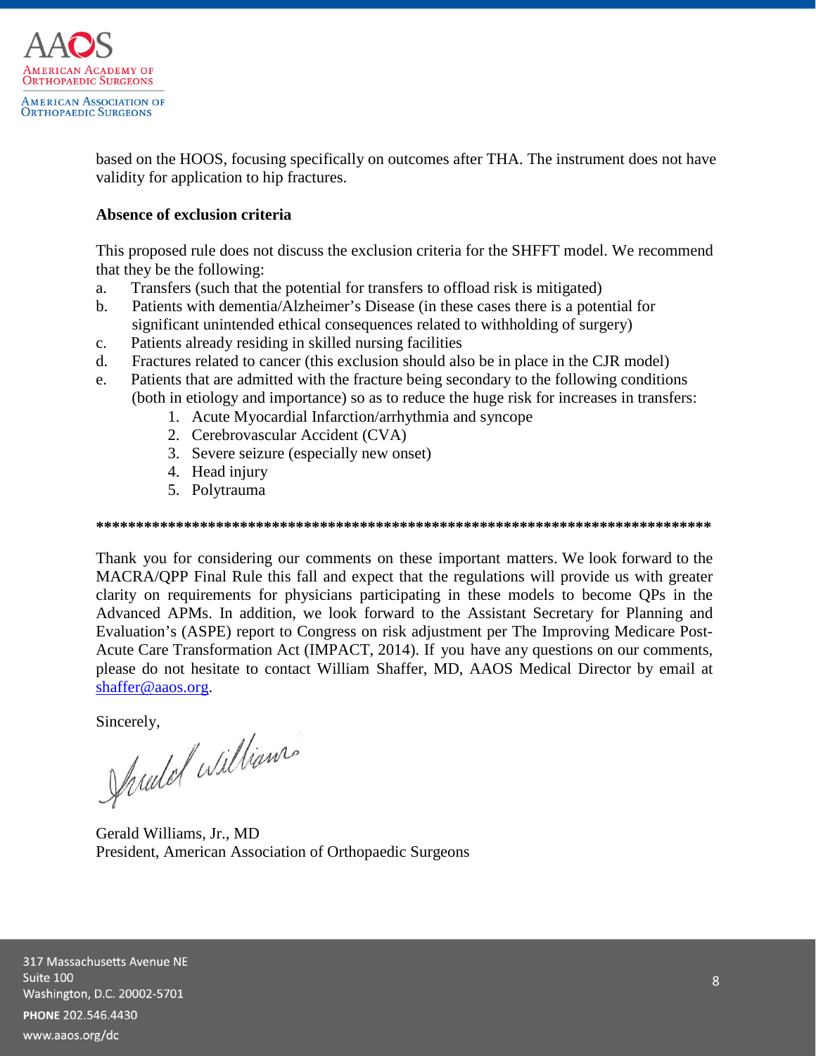based on the HOOS, focusing specifically on outcomes after THA. The instrument does not have validity for application to hip fractures.

**Absence of exclusion criteria**

This proposed rule does not discuss the exclusion criteria for the SHFFT model. We recommend that they be the following:

a. Transfers (such that the potential for transfers to offload risk is mitigated)
b. Patients with dementia/Alzheimer's Disease (in these cases there is a potential for significant unintended ethical consequences related to withholding of surgery)
c. Patients already residing in skilled nursing facilities
d. Fractures related to cancer (this exclusion should also be in place in the CJR model)
e. Patients that are admitted with the fracture being secondary to the following conditions (both in etiology and importance) so as to reduce the huge risk for increases in transfers:
    1. Acute Myocardial Infarction/arrhythmia and syncope
    2. Cerebrovascular Accident (CVA)
    3. Severe seizure (especially new onset)
    4. Head injury
    5. Polytrauma

******************************************************************************

Thank you for considering our comments on these important matters. We look forward to the MACRA/QPP Final Rule this fall and expect that the regulations will provide us with greater clarity on requirements for physicians participating in these models to become QPs in the Advanced APMs. In addition, we look forward to the Assistant Secretary for Planning and Evaluation's (ASPE) report to Congress on risk adjustment per The Improving Medicare Post-Acute Care Transformation Act (IMPACT, 2014). If you have any questions on our comments, please do not hesitate to contact William Shaffer, MD, AAOS Medical Director by email at shaffer@aaos.org.

Sincerely,

Gerald Williams, Jr., MD
President, American Association of Orthopaedic Surgeons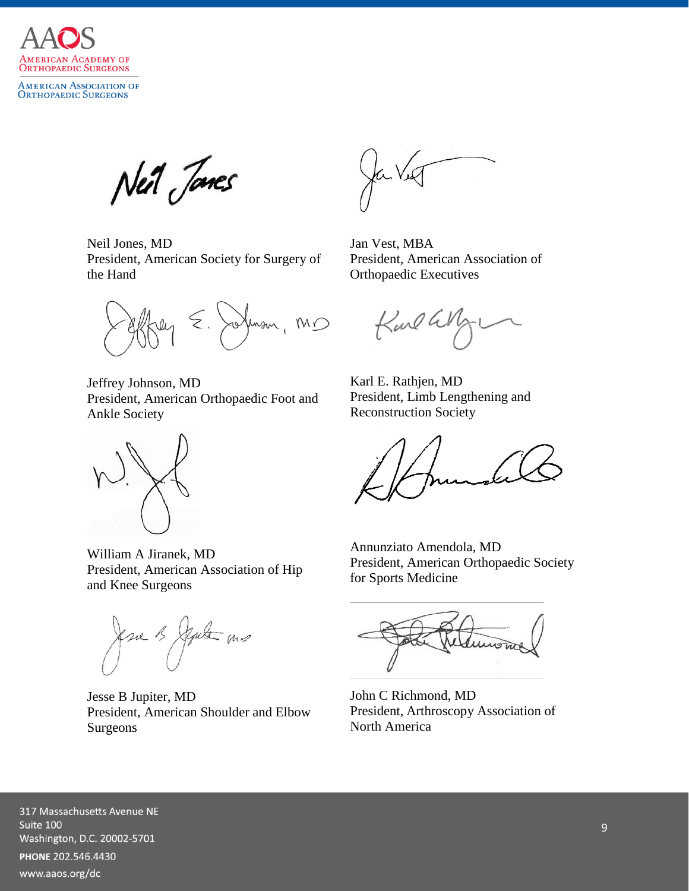Neil Jones, MD
President, American Society for Surgery of the Hand

Jan Vest, MBA
President, American Association of Orthopaedic Executives

Jeffrey Johnson, MD
President, American Orthopaedic Foot and Ankle Society

Karl E. Rathjen, MD
President, Limb Lengthening and Reconstruction Society

William A Jiranek, MD
President, American Association of Hip and Knee Surgeons

Annunziato Amendola, MD
President, American Orthopaedic Society for Sports Medicine

Jesse B Jupiter, MD
President, American Shoulder and Elbow Surgeons

John C Richmond, MD
President, Arthroscopy Association of North America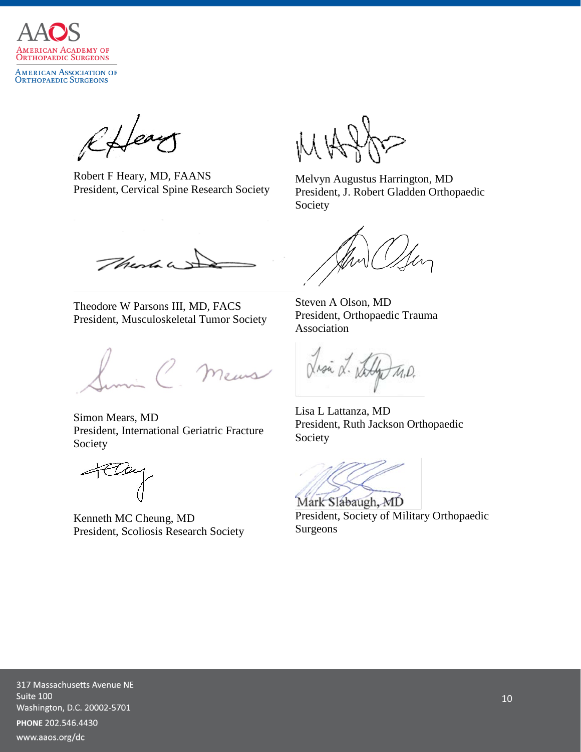Robert F Heary, MD, FAANS
President, Cervical Spine Research Society

Melvyn Augustus Harrington, MD
President, J. Robert Gladden Orthopaedic Society

Theodore W Parsons III, MD, FACS
President, Musculoskeletal Tumor Society

Steven A Olson, MD
President, Orthopaedic Trauma Association

Simon Mears, MD
President, International Geriatric Fracture Society

Lisa L Lattanza, MD
President, Ruth Jackson Orthopaedic Society

Kenneth MC Cheung, MD
President, Scoliosis Research Society

Mark Slabaugh, MD
President, Society of Military Orthopaedic Surgeons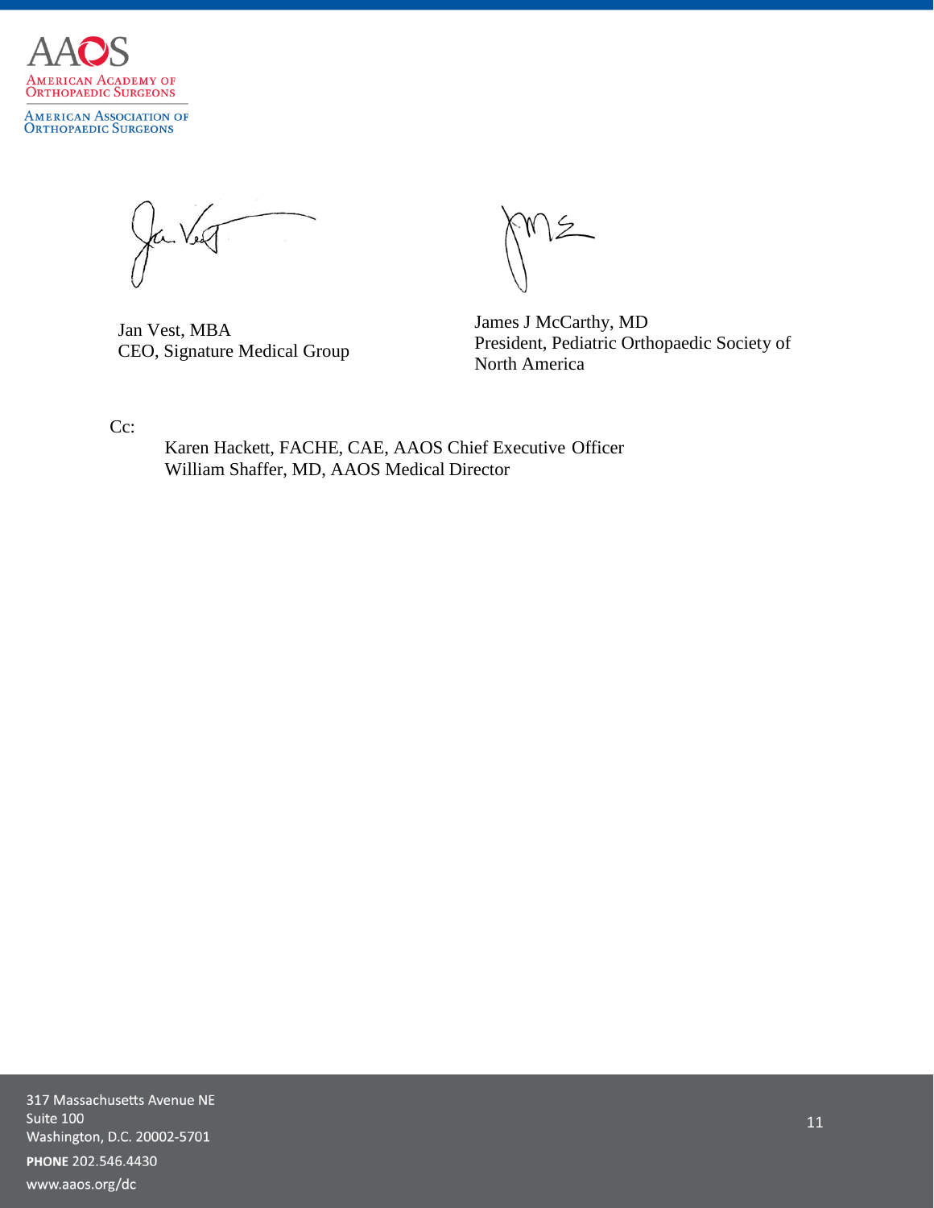Jan Vest, MBA
CEO, Signature Medical Group

James J McCarthy, MD
President, Pediatric Orthopaedic Society of North America

Cc:

Karen Hackett, FACHE, CAE, AAOS Chief Executive Officer
William Shaffer, MD, AAOS Medical Director